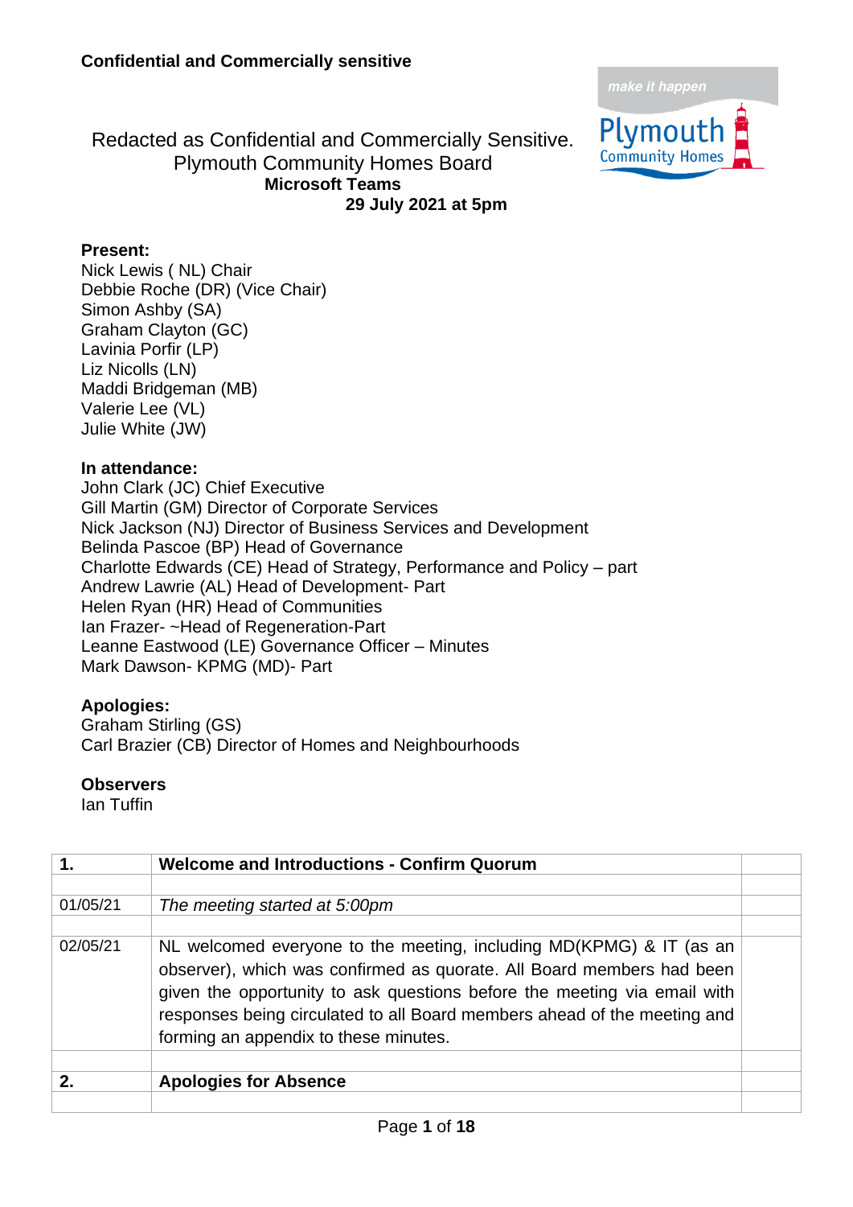**Confidential and Commercially sensitive**

Redacted as Confidential and Commercially Sensitive.
Plymouth Community Homes Board
**Microsoft Teams**
**29 July 2021 at 5pm**

**Present:**
Nick Lewis ( NL) Chair
Debbie Roche (DR) (Vice Chair)
Simon Ashby (SA)
Graham Clayton (GC)
Lavinia Porfir (LP)
Liz Nicolls (LN)
Maddi Bridgeman (MB)
Valerie Lee (VL)
Julie White (JW)

**In attendance:**
John Clark (JC) Chief Executive
Gill Martin (GM) Director of Corporate Services
Nick Jackson (NJ) Director of Business Services and Development
Belinda Pascoe (BP) Head of Governance
Charlotte Edwards (CE) Head of Strategy, Performance and Policy – part
Andrew Lawrie (AL) Head of Development- Part
Helen Ryan (HR) Head of Communities
Ian Frazer- ~Head of Regeneration-Part
Leanne Eastwood (LE) Governance Officer – Minutes
Mark Dawson- KPMG (MD)- Part

**Apologies:**
Graham Stirling (GS)
Carl Brazier (CB) Director of Homes and Neighbourhoods

**Observers**
Ian Tuffin

| **1.** | **Welcome and Introductions - Confirm Quorum** | |
|---|---|---|
| | | |
| 01/05/21 | *The meeting started at 5:00pm* | |
| | | |
| 02/05/21 | NL welcomed everyone to the meeting, including MD(KPMG) & IT (as an observer), which was confirmed as quorate. All Board members had been given the opportunity to ask questions before the meeting via email with responses being circulated to all Board members ahead of the meeting and forming an appendix to these minutes. | |
| | | |
| **2.** | **Apologies for Absence** | |
| | | |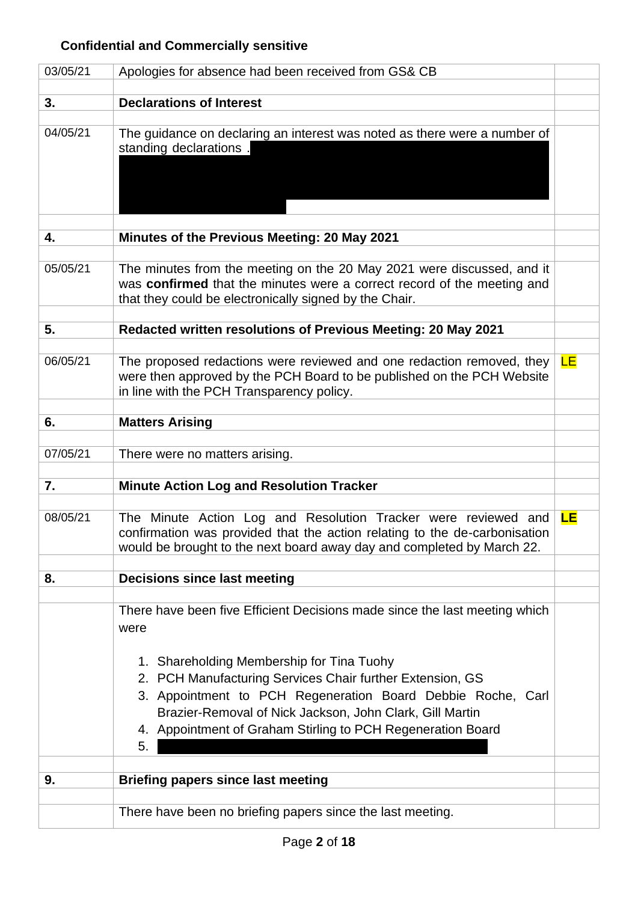**Confidential and Commercially sensitive**

| | | |
|---|---|---|
| 03/05/21 | Apologies for absence had been received from GS& CB | |
| | | |
| **3.** | **Declarations of Interest** | |
| | | |
| 04/05/21 | The guidance on declaring an interest was noted as there were a number of standing declarations . | |
| | | |
| **4.** | **Minutes of the Previous Meeting: 20 May 2021** | |
| | | |
| 05/05/21 | The minutes from the meeting on the 20 May 2021 were discussed, and it was **confirmed** that the minutes were a correct record of the meeting and that they could be electronically signed by the Chair. | |
| | | |
| **5.** | **Redacted written resolutions of Previous Meeting: 20 May 2021** | |
| | | |
| 06/05/21 | The proposed redactions were reviewed and one redaction removed, they were then approved by the PCH Board to be published on the PCH Website in line with the PCH Transparency policy. | LE |
| | | |
| **6.** | **Matters Arising** | |
| | | |
| 07/05/21 | There were no matters arising. | |
| | | |
| **7.** | **Minute Action Log and Resolution Tracker** | |
| | | |
| 08/05/21 | The Minute Action Log and Resolution Tracker were reviewed and confirmation was provided that the action relating to the de-carbonisation would be brought to the next board away day and completed by March 22. | **LE** |
| | | |
| **8.** | **Decisions since last meeting** | |
| | | |
| | There have been five Efficient Decisions made since the last meeting which were<br><br>1. Shareholding Membership for Tina Tuohy<br>2. PCH Manufacturing Services Chair further Extension, GS<br>3. Appointment to PCH Regeneration Board Debbie Roche, Carl Brazier-Removal of Nick Jackson, John Clark, Gill Martin<br>4. Appointment of Graham Stirling to PCH Regeneration Board<br>5. | |
| | | |
| **9.** | **Briefing papers since last meeting** | |
| | | |
| | There have been no briefing papers since the last meeting. | |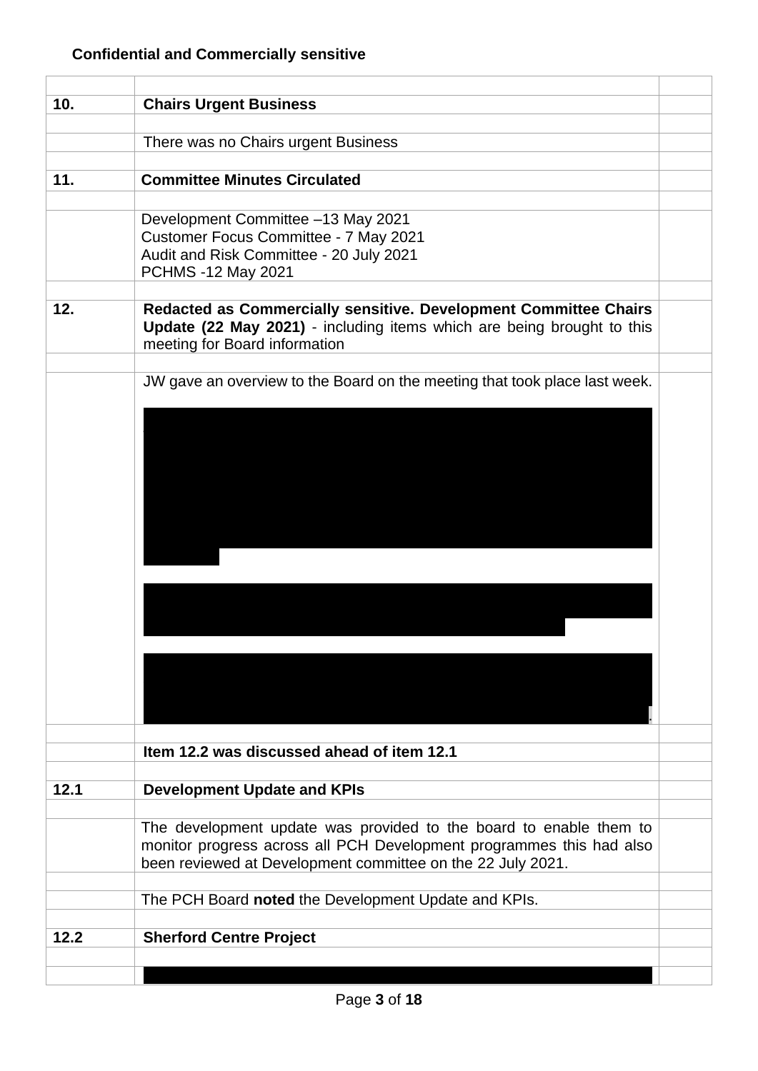**Confidential and Commercially sensitive**

| | | |
|---|---|---|
| | | |
| **10.** | **Chairs Urgent Business** | |
| | | |
| | There was no Chairs urgent Business | |
| | | |
| **11.** | **Committee Minutes Circulated** | |
| | | |
| | Development Committee –13 May 2021<br>Customer Focus Committee - 7 May 2021<br>Audit and Risk Committee - 20 July 2021<br>PCHMS -12 May 2021 | |
| | | |
| **12.** | **Redacted as Commercially sensitive. Development Committee Chairs Update (22 May 2021)** - including items which are being brought to this meeting for Board information | |
| | | |
| | JW gave an overview to the Board on the meeting that took place last week. | |
| | | |
| | **Item 12.2 was discussed ahead of item 12.1** | |
| | | |
| **12.1** | **Development Update and KPIs** | |
| | | |
| | The development update was provided to the board to enable them to monitor progress across all PCH Development programmes this had also been reviewed at Development committee on the 22 July 2021. | |
| | | |
| | The PCH Board **noted** the Development Update and KPIs. | |
| | | |
| **12.2** | **Sherford Centre Project** | |
| | | |
| | | |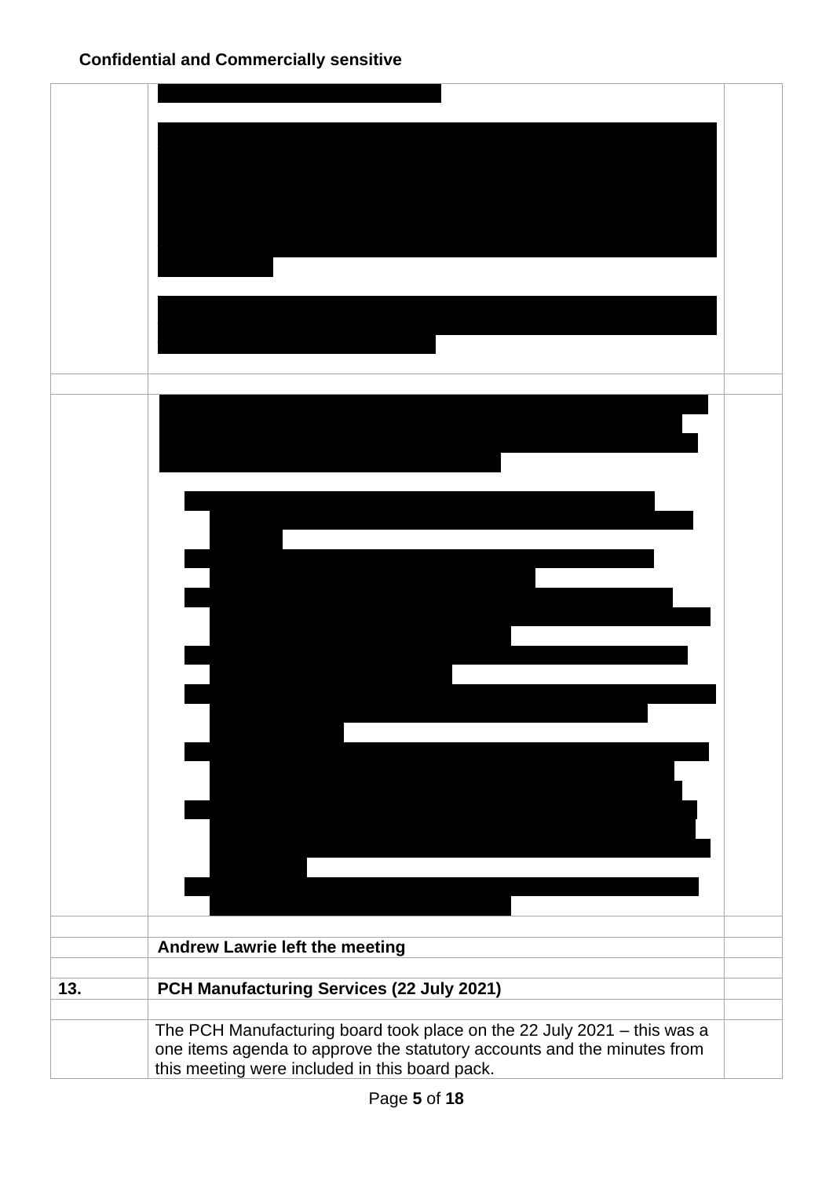**Confidential and Commercially sensitive**

| | | |
|---|---|---|
| | [REDACTED] | |
| | | |
| | [REDACTED] | |
| | | |
| | **Andrew Lawrie left the meeting** | |
| | | |
| **13.** | **PCH Manufacturing Services (22 July 2021)** | |
| | | |
| | The PCH Manufacturing board took place on the 22 July 2021 – this was a one items agenda to approve the statutory accounts and the minutes from this meeting were included in this board pack. | |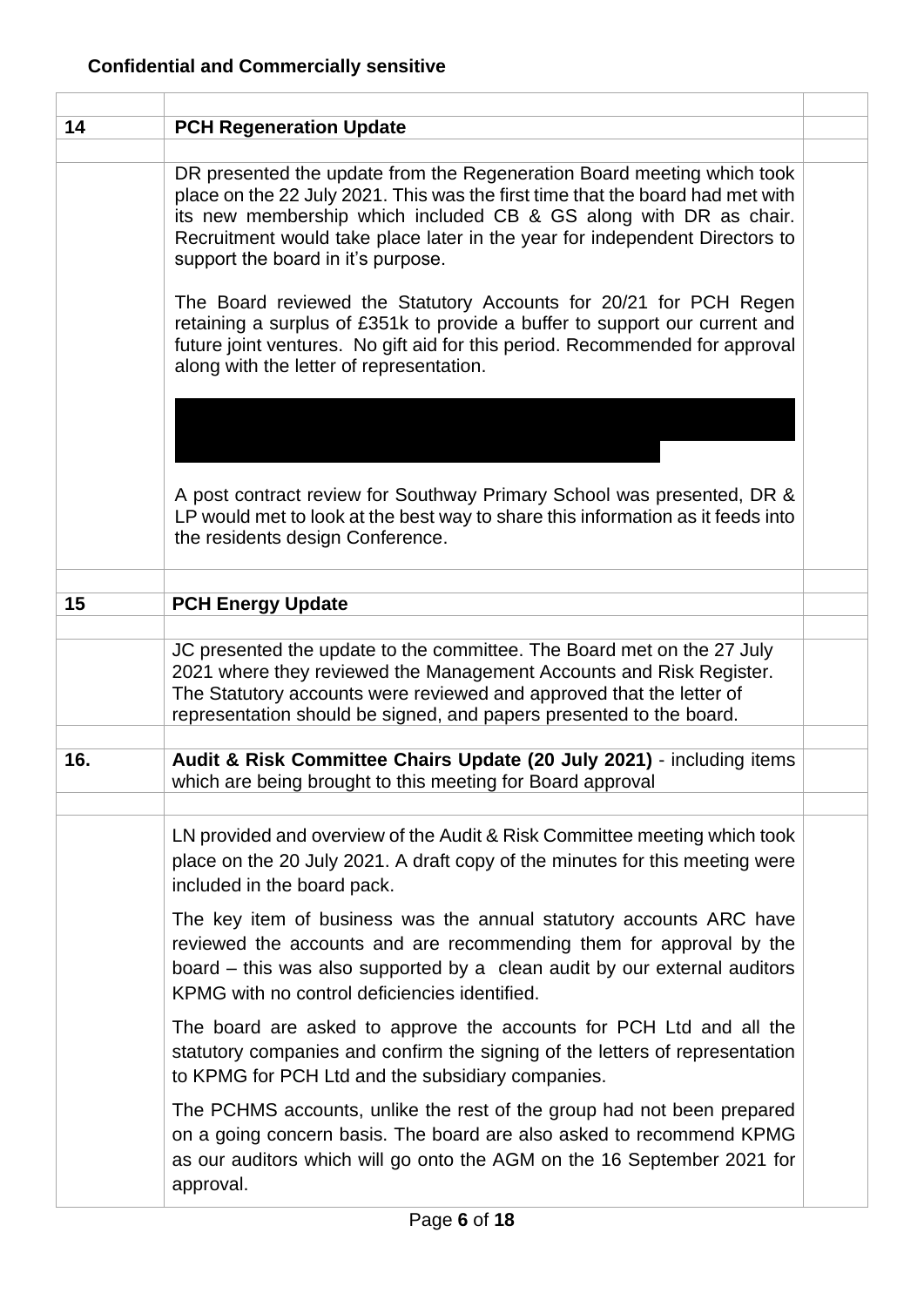**Confidential and Commercially sensitive**

| | | |
|---|---|---|
| **14** | **PCH Regeneration Update** | |
| | DR presented the update from the Regeneration Board meeting which took place on the 22 July 2021. This was the first time that the board had met with its new membership which included CB & GS along with DR as chair. Recruitment would take place later in the year for independent Directors to support the board in it's purpose.<br><br>The Board reviewed the Statutory Accounts for 20/21 for PCH Regen retaining a surplus of £351k to provide a buffer to support our current and future joint ventures. No gift aid for this period. Recommended for approval along with the letter of representation.<br><br>A post contract review for Southway Primary School was presented, DR & LP would met to look at the best way to share this information as it feeds into the residents design Conference. | |
| **15** | **PCH Energy Update** | |
| | JC presented the update to the committee. The Board met on the 27 July 2021 where they reviewed the Management Accounts and Risk Register. The Statutory accounts were reviewed and approved that the letter of representation should be signed, and papers presented to the board. | |
| **16.** | **Audit & Risk Committee Chairs Update (20 July 2021)** - including items which are being brought to this meeting for Board approval | |
| | LN provided and overview of the Audit & Risk Committee meeting which took place on the 20 July 2021. A draft copy of the minutes for this meeting were included in the board pack.<br><br>The key item of business was the annual statutory accounts ARC have reviewed the accounts and are recommending them for approval by the board – this was also supported by a clean audit by our external auditors KPMG with no control deficiencies identified.<br><br>The board are asked to approve the accounts for PCH Ltd and all the statutory companies and confirm the signing of the letters of representation to KPMG for PCH Ltd and the subsidiary companies.<br><br>The PCHMS accounts, unlike the rest of the group had not been prepared on a going concern basis. The board are also asked to recommend KPMG as our auditors which will go onto the AGM on the 16 September 2021 for approval. | |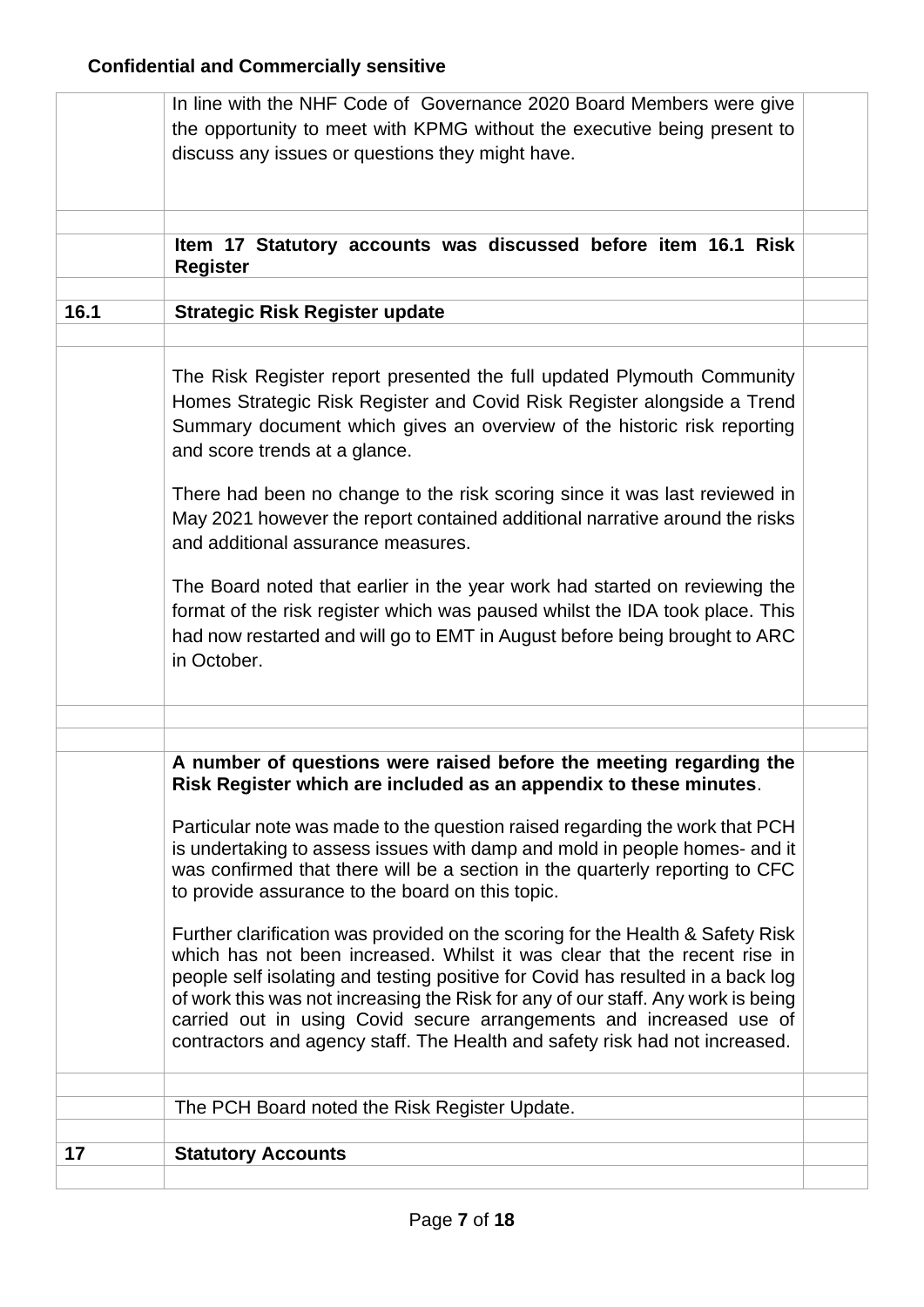**Confidential and Commercially sensitive**

| | | |
|---|---|---|
| | In line with the NHF Code of Governance 2020 Board Members were give the opportunity to meet with KPMG without the executive being present to discuss any issues or questions they might have. | |
| | | |
| | **Item 17 Statutory accounts was discussed before item 16.1 Risk Register** | |
| | | |
| **16.1** | **Strategic Risk Register update** | |
| | | |
| | The Risk Register report presented the full updated Plymouth Community Homes Strategic Risk Register and Covid Risk Register alongside a Trend Summary document which gives an overview of the historic risk reporting and score trends at a glance.<br><br>There had been no change to the risk scoring since it was last reviewed in May 2021 however the report contained additional narrative around the risks and additional assurance measures.<br><br>The Board noted that earlier in the year work had started on reviewing the format of the risk register which was paused whilst the IDA took place. This had now restarted and will go to EMT in August before being brought to ARC in October. | |
| | | |
| | | |
| | **A number of questions were raised before the meeting regarding the Risk Register which are included as an appendix to these minutes**.<br><br>Particular note was made to the question raised regarding the work that PCH is undertaking to assess issues with damp and mold in people homes- and it was confirmed that there will be a section in the quarterly reporting to CFC to provide assurance to the board on this topic.<br><br>Further clarification was provided on the scoring for the Health & Safety Risk which has not been increased. Whilst it was clear that the recent rise in people self isolating and testing positive for Covid has resulted in a back log of work this was not increasing the Risk for any of our staff. Any work is being carried out in using Covid secure arrangements and increased use of contractors and agency staff. The Health and safety risk had not increased. | |
| | | |
| | The PCH Board noted the Risk Register Update. | |
| | | |
| **17** | **Statutory Accounts** | |
| | | |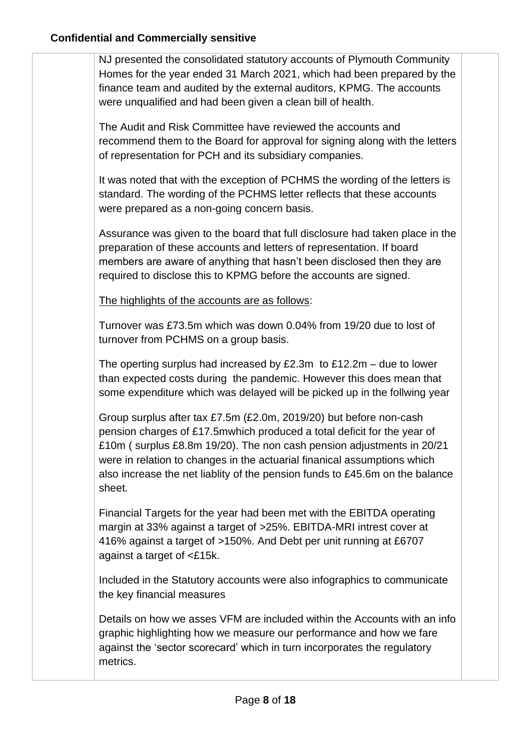**Confidential and Commercially sensitive**

NJ presented the consolidated statutory accounts of Plymouth Community Homes for the year ended 31 March 2021, which had been prepared by the finance team and audited by the external auditors, KPMG. The accounts were unqualified and had been given a clean bill of health.

The Audit and Risk Committee have reviewed the accounts and recommend them to the Board for approval for signing along with the letters of representation for PCH and its subsidiary companies.

It was noted that with the exception of PCHMS the wording of the letters is standard. The wording of the PCHMS letter reflects that these accounts were prepared as a non-going concern basis.

Assurance was given to the board that full disclosure had taken place in the preparation of these accounts and letters of representation. If board members are aware of anything that hasn't been disclosed then they are required to disclose this to KPMG before the accounts are signed.

The highlights of the accounts are as follows:

Turnover was £73.5m which was down 0.04% from 19/20 due to lost of turnover from PCHMS on a group basis.

The operting surplus had increased by £2.3m to £12.2m – due to lower than expected costs during the pandemic. However this does mean that some expenditure which was delayed will be picked up in the follwing year

Group surplus after tax £7.5m (£2.0m, 2019/20) but before non-cash pension charges of £17.5mwhich produced a total deficit for the year of £10m ( surplus £8.8m 19/20). The non cash pension adjustments in 20/21 were in relation to changes in the actuarial finanical assumptions which also increase the net liablity of the pension funds to £45.6m on the balance sheet.

Financial Targets for the year had been met with the EBITDA operating margin at 33% against a target of >25%. EBITDA-MRI intrest cover at 416% against a target of >150%. And Debt per unit running at £6707 against a target of <£15k.

Included in the Statutory accounts were also infographics to communicate the key financial measures

Details on how we asses VFM are included within the Accounts with an info graphic highlighting how we measure our performance and how we fare against the 'sector scorecard' which in turn incorporates the regulatory metrics.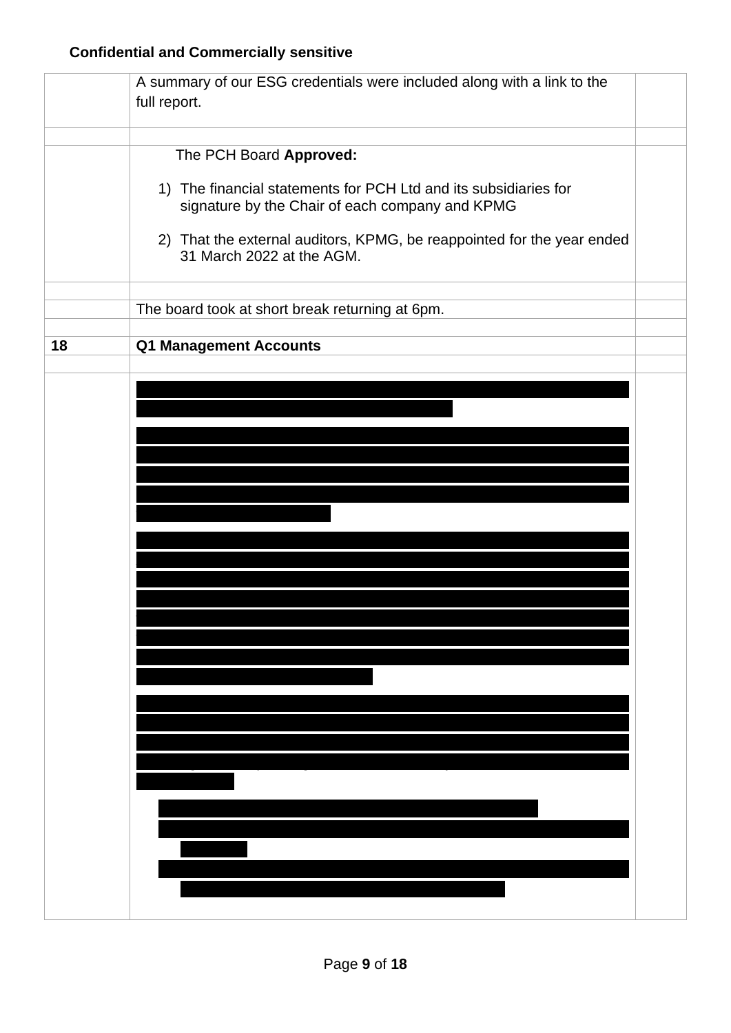**Confidential and Commercially sensitive**

| | | |
|---|---|---|
| | A summary of our ESG credentials were included along with a link to the full report. | |
| | | |
| | The PCH Board **Approved:**<br><br>1) The financial statements for PCH Ltd and its subsidiaries for signature by the Chair of each company and KPMG<br><br>2) That the external auditors, KPMG, be reappointed for the year ended 31 March 2022 at the AGM. | |
| | | |
| | The board took at short break returning at 6pm. | |
| | | |
| **18** | **Q1 Management Accounts** | |
| | | |
| | | |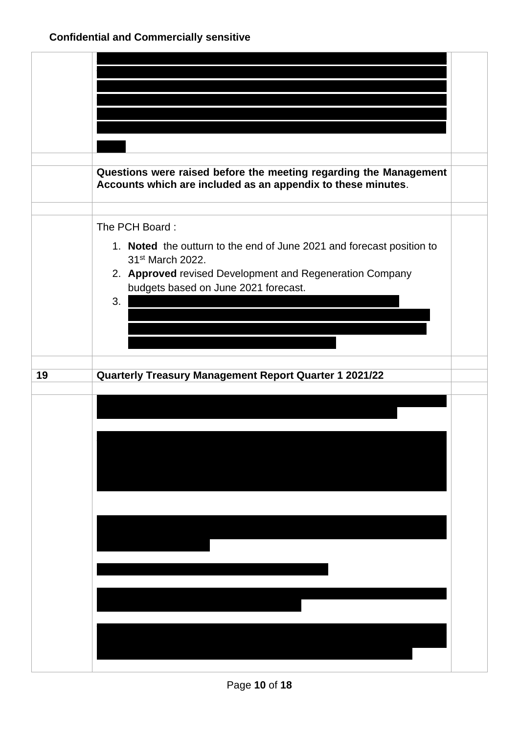**Confidential and Commercially sensitive**

| | | |
|---|---|---|
| | | |
| | | |
| | **Questions were raised before the meeting regarding the Management Accounts which are included as an appendix to these minutes**. | |
| | | |
| | The PCH Board :<br><br>1. **Noted** the outturn to the end of June 2021 and forecast position to 31st March 2022.<br>2. **Approved** revised Development and Regeneration Company budgets based on June 2021 forecast.<br>3. | |
| | | |
| 19 | **Quarterly Treasury Management Report Quarter 1 2021/22** | |
| | | |
| | | |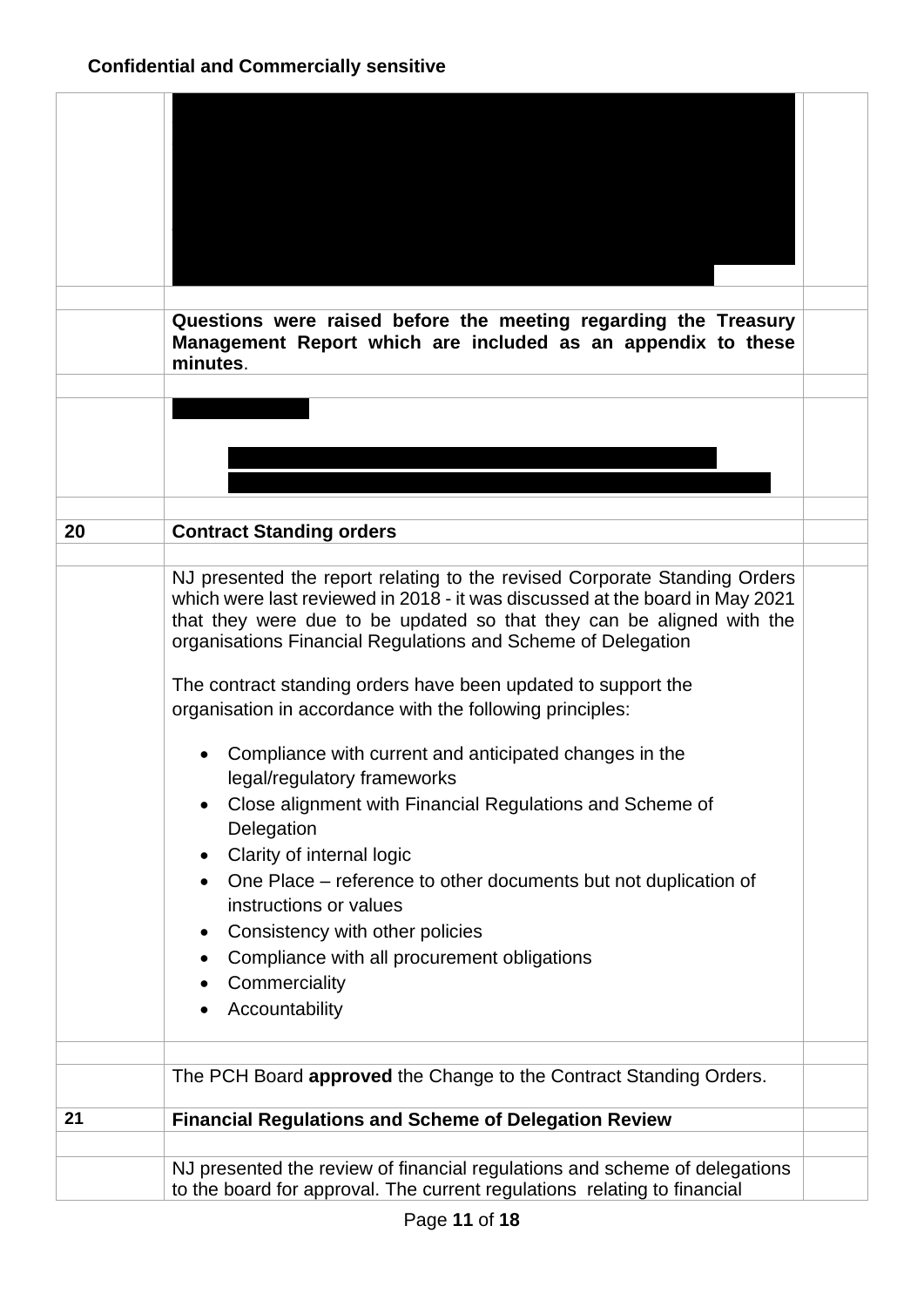**Confidential and Commercially sensitive**

| | | |
|---|---|---|
| | | |
| | | |
| | **Questions were raised before the meeting regarding the Treasury Management Report which are included as an appendix to these minutes**. | |
| | | |
| | | |
| | | |
| **20** | **Contract Standing orders** | |
| | | |
| | NJ presented the report relating to the revised Corporate Standing Orders which were last reviewed in 2018 - it was discussed at the board in May 2021 that they were due to be updated so that they can be aligned with the organisations Financial Regulations and Scheme of Delegation<br><br>The contract standing orders have been updated to support the organisation in accordance with the following principles:<br><br>• Compliance with current and anticipated changes in the legal/regulatory frameworks<br>• Close alignment with Financial Regulations and Scheme of Delegation<br>• Clarity of internal logic<br>• One Place – reference to other documents but not duplication of instructions or values<br>• Consistency with other policies<br>• Compliance with all procurement obligations<br>• Commerciality<br>• Accountability | |
| | | |
| | The PCH Board **approved** the Change to the Contract Standing Orders. | |
| **21** | **Financial Regulations and Scheme of Delegation Review** | |
| | | |
| | NJ presented the review of financial regulations and scheme of delegations to the board for approval. The current regulations relating to financial | |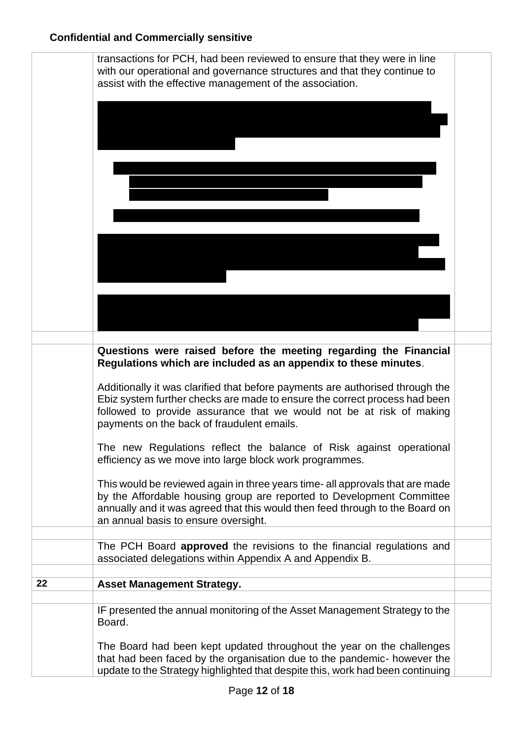**Confidential and Commercially sensitive**

| | | |
|---|---|---|
| | transactions for PCH, had been reviewed to ensure that they were in line with our operational and governance structures and that they continue to assist with the effective management of the association. | |
| | | |
| | **Questions were raised before the meeting regarding the Financial Regulations which are included as an appendix to these minutes**.<br><br>Additionally it was clarified that before payments are authorised through the Ebiz system further checks are made to ensure the correct process had been followed to provide assurance that we would not be at risk of making payments on the back of fraudulent emails.<br><br>The new Regulations reflect the balance of Risk against operational efficiency as we move into large block work programmes.<br><br>This would be reviewed again in three years time- all approvals that are made by the Affordable housing group are reported to Development Committee annually and it was agreed that this would then feed through to the Board on an annual basis to ensure oversight. | |
| | | |
| | The PCH Board **approved** the revisions to the financial regulations and associated delegations within Appendix A and Appendix B. | |
| | | |
| **22** | **Asset Management Strategy.** | |
| | | |
| | IF presented the annual monitoring of the Asset Management Strategy to the Board.<br><br>The Board had been kept updated throughout the year on the challenges that had been faced by the organisation due to the pandemic- however the update to the Strategy highlighted that despite this, work had been continuing | |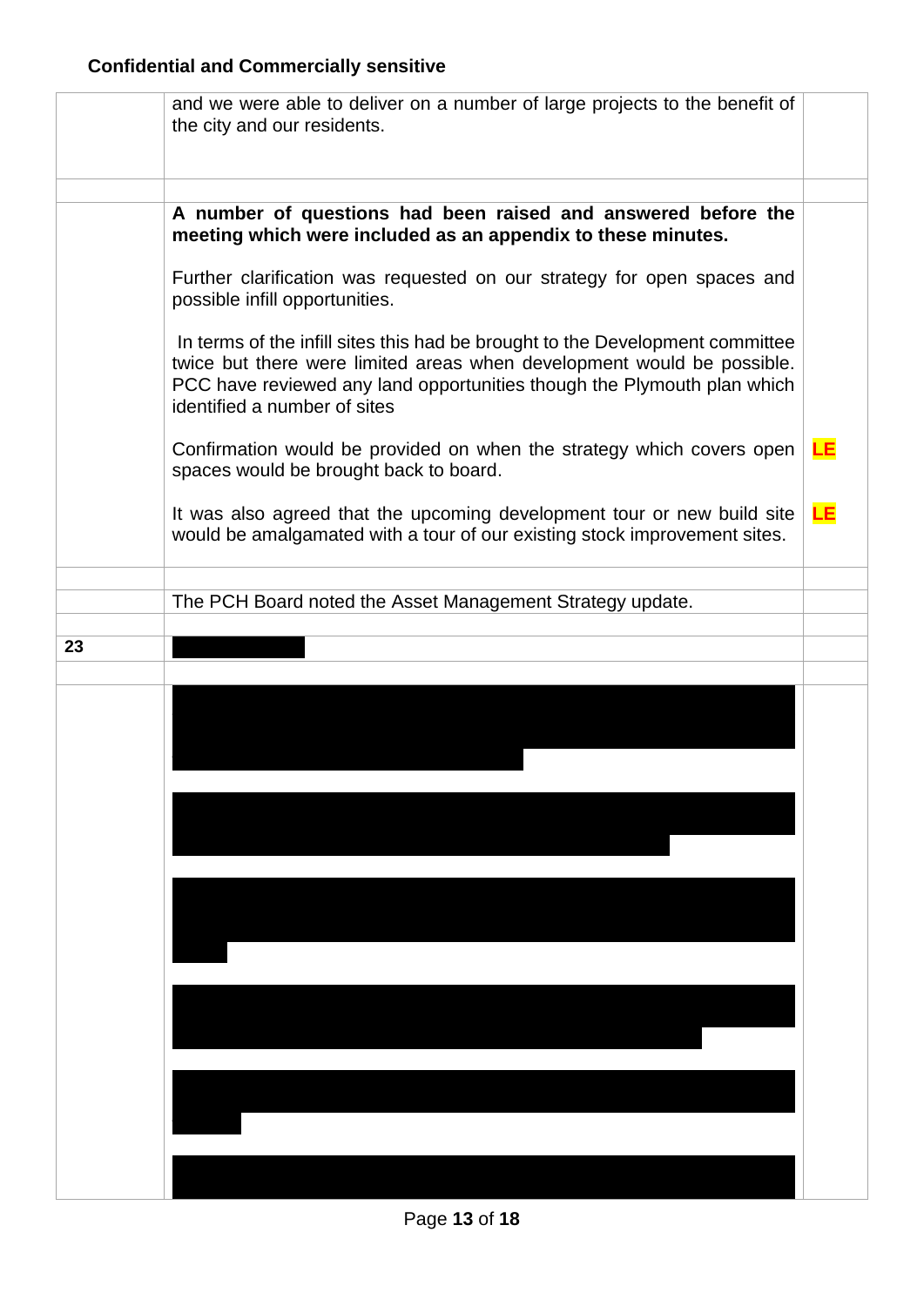**Confidential and Commercially sensitive**

| | | |
|---|---|---|
| | and we were able to deliver on a number of large projects to the benefit of the city and our residents. | |
| | | |
| | **A number of questions had been raised and answered before the meeting which were included as an appendix to these minutes.**<br><br>Further clarification was requested on our strategy for open spaces and possible infill opportunities.<br><br>In terms of the infill sites this had be brought to the Development committee twice but there were limited areas when development would be possible. PCC have reviewed any land opportunities though the Plymouth plan which identified a number of sites<br><br>Confirmation would be provided on when the strategy which covers open spaces would be brought back to board.<br><br>It was also agreed that the upcoming development tour or new build site would be amalgamated with a tour of our existing stock improvement sites. | **LE**<br><br>**LE** |
| | | |
| | The PCH Board noted the Asset Management Strategy update. | |
| | | |
| 23 | | |
| | | |
| | | |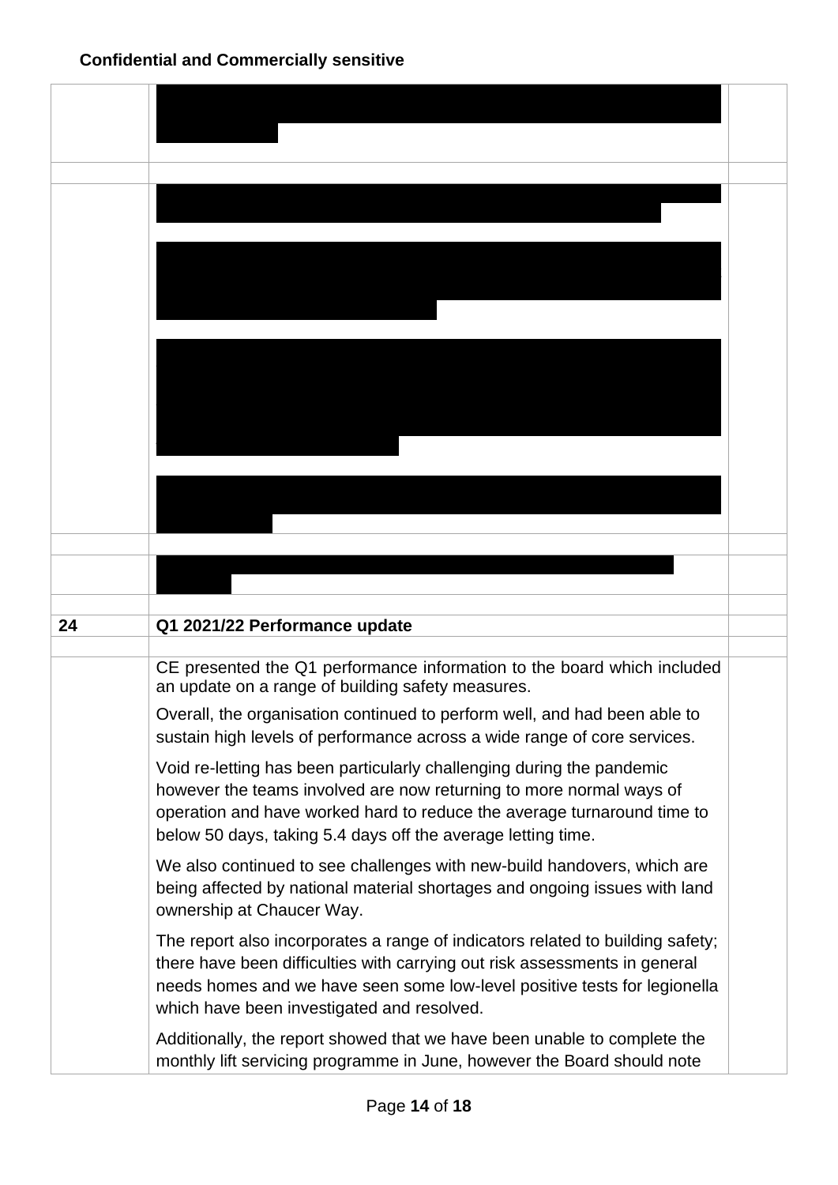**Confidential and Commercially sensitive**

| | | |
|---|---|---|
| | [REDACTED] | |
| | | |
| | [REDACTED]<br><br>[REDACTED]<br><br>[REDACTED]<br><br>[REDACTED] | |
| | | |
| | [REDACTED] | |
| | | |
| **24** | **Q1 2021/22 Performance update** | |
| | | |
| | CE presented the Q1 performance information to the board which included an update on a range of building safety measures.<br><br>Overall, the organisation continued to perform well, and had been able to sustain high levels of performance across a wide range of core services.<br><br>Void re-letting has been particularly challenging during the pandemic however the teams involved are now returning to more normal ways of operation and have worked hard to reduce the average turnaround time to below 50 days, taking 5.4 days off the average letting time.<br><br>We also continued to see challenges with new-build handovers, which are being affected by national material shortages and ongoing issues with land ownership at Chaucer Way.<br><br>The report also incorporates a range of indicators related to building safety; there have been difficulties with carrying out risk assessments in general needs homes and we have seen some low-level positive tests for legionella which have been investigated and resolved.<br><br>Additionally, the report showed that we have been unable to complete the monthly lift servicing programme in June, however the Board should note | |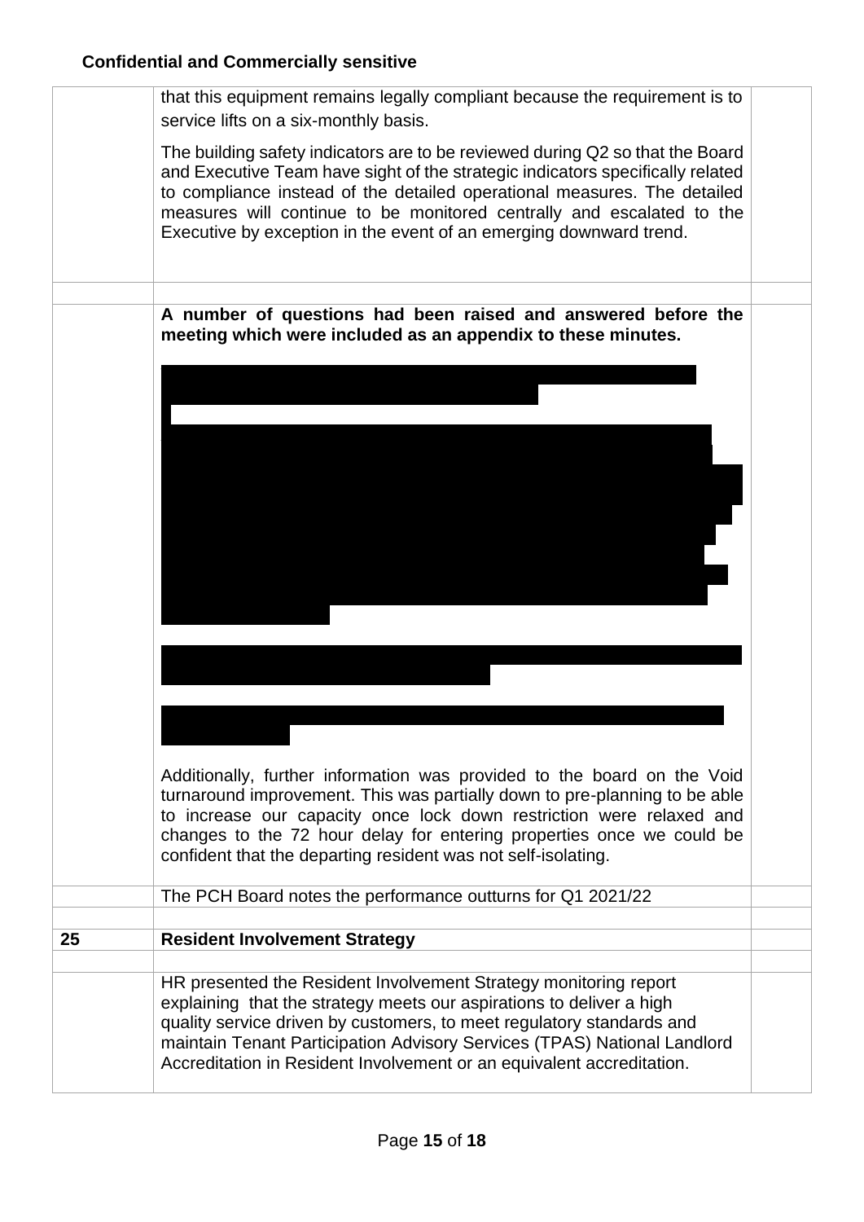**Confidential and Commercially sensitive**

| | | |
|---|---|---|
| | that this equipment remains legally compliant because the requirement is to service lifts on a six-monthly basis.<br><br>The building safety indicators are to be reviewed during Q2 so that the Board and Executive Team have sight of the strategic indicators specifically related to compliance instead of the detailed operational measures. The detailed measures will continue to be monitored centrally and escalated to the Executive by exception in the event of an emerging downward trend. | |
| | | |
| | **A number of questions had been raised and answered before the meeting which were included as an appendix to these minutes.**<br><br>Additionally, further information was provided to the board on the Void turnaround improvement. This was partially down to pre-planning to be able to increase our capacity once lock down restriction were relaxed and changes to the 72 hour delay for entering properties once we could be confident that the departing resident was not self-isolating. | |
| | The PCH Board notes the performance outturns for Q1 2021/22 | |
| | | |
| **25** | **Resident Involvement Strategy** | |
| | | |
| | HR presented the Resident Involvement Strategy monitoring report explaining that the strategy meets our aspirations to deliver a high quality service driven by customers, to meet regulatory standards and maintain Tenant Participation Advisory Services (TPAS) National Landlord Accreditation in Resident Involvement or an equivalent accreditation. | |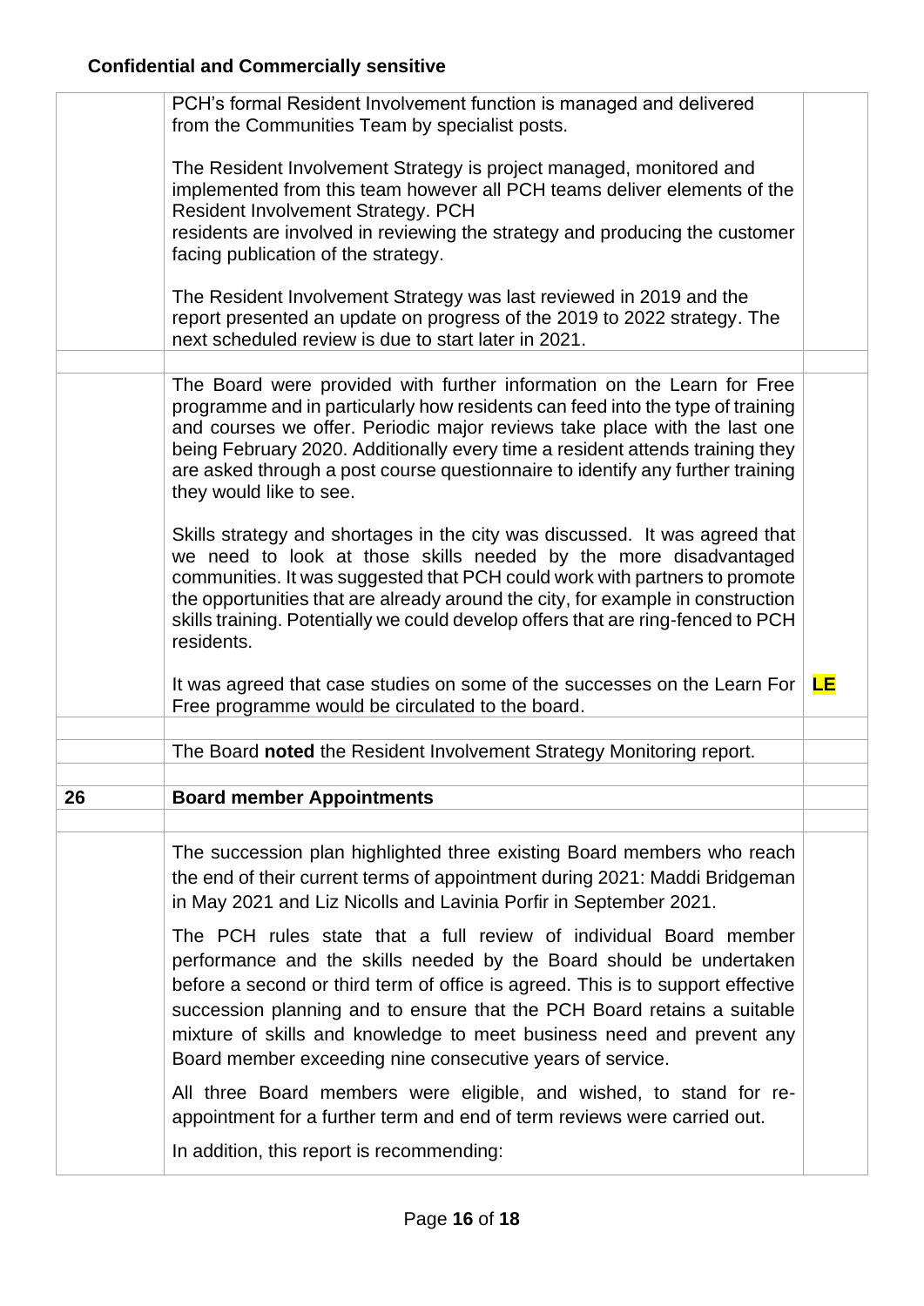**Confidential and Commercially sensitive**

| | | |
|---|---|---|
| | PCH's formal Resident Involvement function is managed and delivered from the Communities Team by specialist posts.<br><br>The Resident Involvement Strategy is project managed, monitored and implemented from this team however all PCH teams deliver elements of the Resident Involvement Strategy. PCH residents are involved in reviewing the strategy and producing the customer facing publication of the strategy.<br><br>The Resident Involvement Strategy was last reviewed in 2019 and the report presented an update on progress of the 2019 to 2022 strategy. The next scheduled review is due to start later in 2021. | |
| | | |
| | The Board were provided with further information on the Learn for Free programme and in particularly how residents can feed into the type of training and courses we offer. Periodic major reviews take place with the last one being February 2020. Additionally every time a resident attends training they are asked through a post course questionnaire to identify any further training they would like to see.<br><br>Skills strategy and shortages in the city was discussed. It was agreed that we need to look at those skills needed by the more disadvantaged communities. It was suggested that PCH could work with partners to promote the opportunities that are already around the city, for example in construction skills training. Potentially we could develop offers that are ring-fenced to PCH residents.<br><br>It was agreed that case studies on some of the successes on the Learn For Free programme would be circulated to the board. | **LE** |
| | | |
| | The Board **noted** the Resident Involvement Strategy Monitoring report. | |
| | | |
| **26** | **Board member Appointments** | |
| | | |
| | The succession plan highlighted three existing Board members who reach the end of their current terms of appointment during 2021: Maddi Bridgeman in May 2021 and Liz Nicolls and Lavinia Porfir in September 2021.<br><br>The PCH rules state that a full review of individual Board member performance and the skills needed by the Board should be undertaken before a second or third term of office is agreed. This is to support effective succession planning and to ensure that the PCH Board retains a suitable mixture of skills and knowledge to meet business need and prevent any Board member exceeding nine consecutive years of service.<br><br>All three Board members were eligible, and wished, to stand for re-appointment for a further term and end of term reviews were carried out.<br><br>In addition, this report is recommending: | |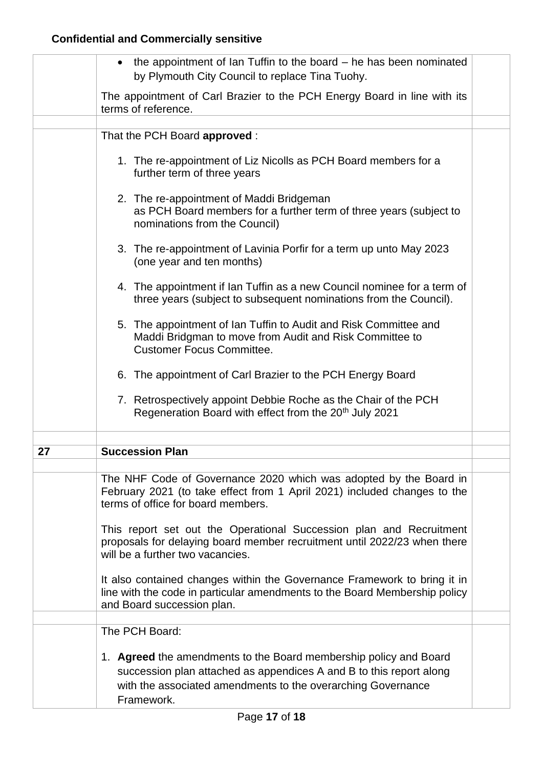**Confidential and Commercially sensitive**

| | | |
|---|---|---|
| | • the appointment of Ian Tuffin to the board – he has been nominated by Plymouth City Council to replace Tina Tuohy.<br><br>The appointment of Carl Brazier to the PCH Energy Board in line with its terms of reference. | |
| | | |
| | That the PCH Board **approved** :<br><br>1. The re-appointment of Liz Nicolls as PCH Board members for a further term of three years<br><br>2. The re-appointment of Maddi Bridgeman as PCH Board members for a further term of three years (subject to nominations from the Council)<br><br>3. The re-appointment of Lavinia Porfir for a term up unto May 2023 (one year and ten months)<br><br>4. The appointment if Ian Tuffin as a new Council nominee for a term of three years (subject to subsequent nominations from the Council).<br><br>5. The appointment of Ian Tuffin to Audit and Risk Committee and Maddi Bridgman to move from Audit and Risk Committee to Customer Focus Committee.<br><br>6. The appointment of Carl Brazier to the PCH Energy Board<br><br>7. Retrospectively appoint Debbie Roche as the Chair of the PCH Regeneration Board with effect from the 20th July 2021 | |
| | | |
| **27** | **Succession Plan** | |
| | | |
| | The NHF Code of Governance 2020 which was adopted by the Board in February 2021 (to take effect from 1 April 2021) included changes to the terms of office for board members.<br><br>This report set out the Operational Succession plan and Recruitment proposals for delaying board member recruitment until 2022/23 when there will be a further two vacancies.<br><br>It also contained changes within the Governance Framework to bring it in line with the code in particular amendments to the Board Membership policy and Board succession plan. | |
| | | |
| | The PCH Board:<br><br>1. **Agreed** the amendments to the Board membership policy and Board succession plan attached as appendices A and B to this report along with the associated amendments to the overarching Governance Framework. | |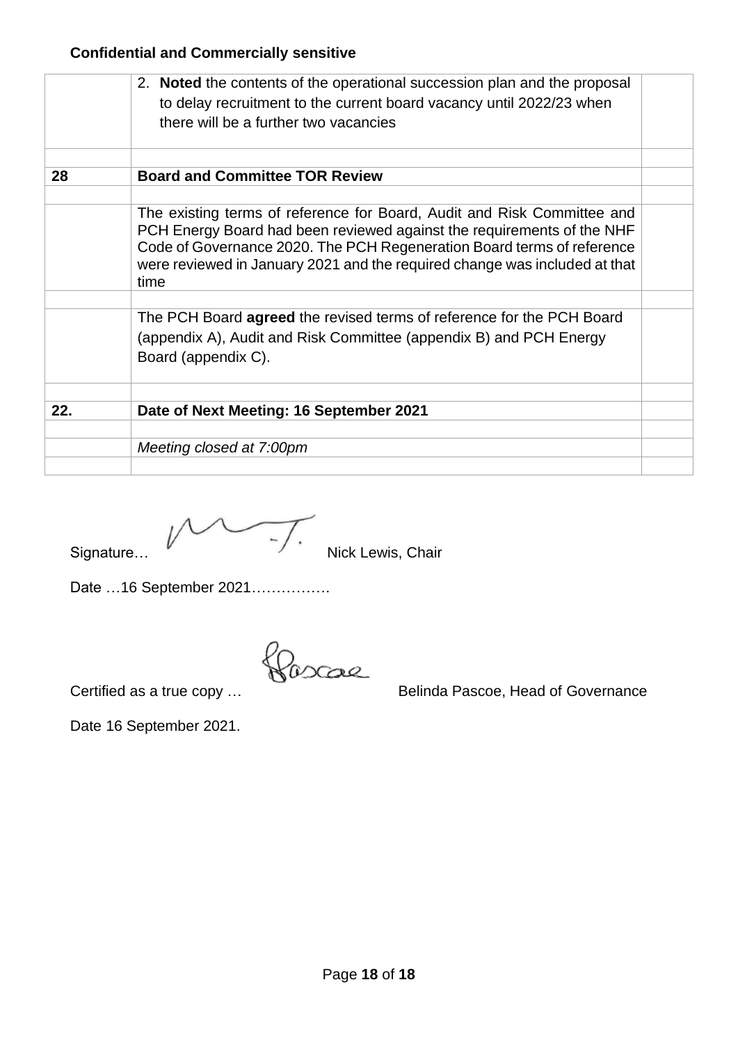**Confidential and Commercially sensitive**

| | | |
|---|---|---|
| | 2. **Noted** the contents of the operational succession plan and the proposal to delay recruitment to the current board vacancy until 2022/23 when there will be a further two vacancies | |
| | | |
| **28** | **Board and Committee TOR Review** | |
| | | |
| | The existing terms of reference for Board, Audit and Risk Committee and PCH Energy Board had been reviewed against the requirements of the NHF Code of Governance 2020. The PCH Regeneration Board terms of reference were reviewed in January 2021 and the required change was included at that time | |
| | | |
| | The PCH Board **agreed** the revised terms of reference for the PCH Board (appendix A), Audit and Risk Committee (appendix B) and PCH Energy Board (appendix C). | |
| | | |
| **22.** | **Date of Next Meeting: 16 September 2021** | |
| | | |
| | *Meeting closed at 7:00pm* | |
| | | |

Signature… Nick Lewis, Chair

Date …16 September 2021…………….

Certified as a true copy … Belinda Pascoe, Head of Governance

Date 16 September 2021.